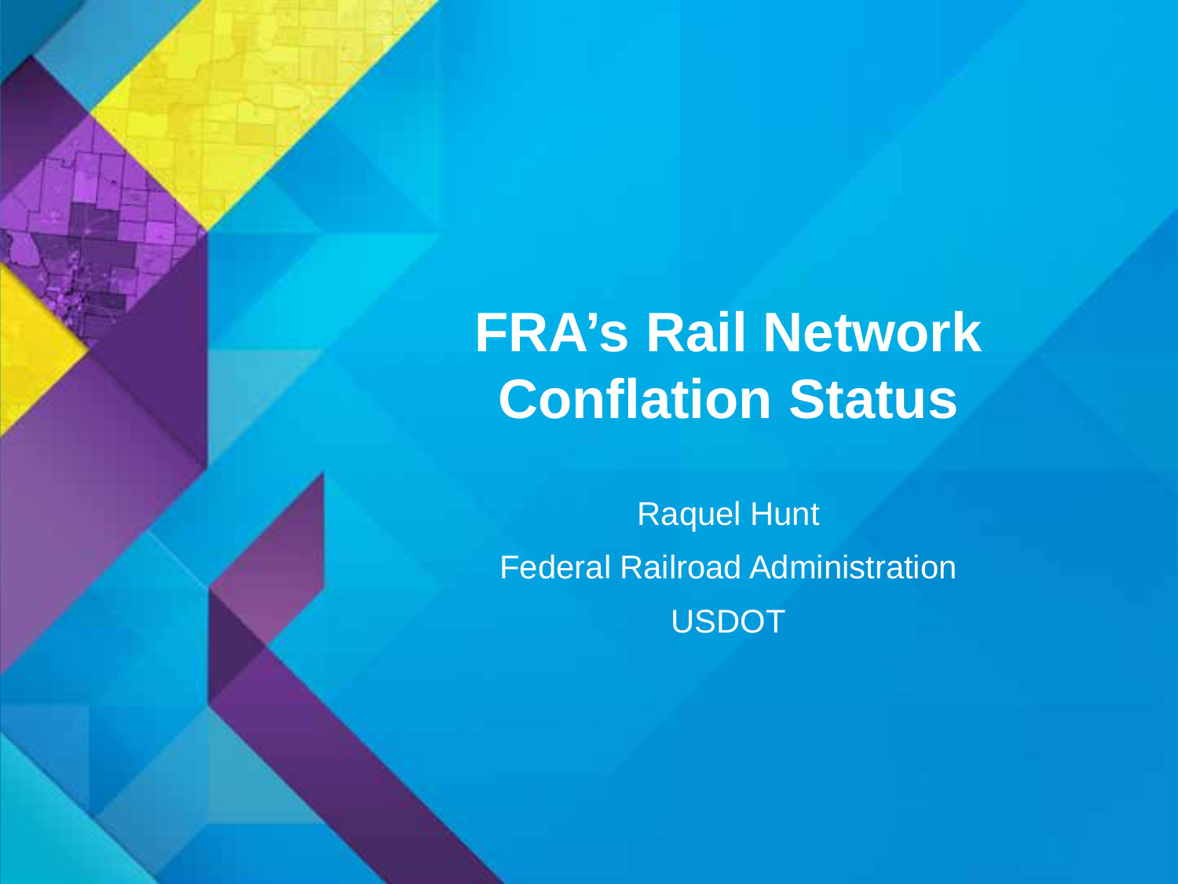# FRA's Rail Network Conflation Status

Raquel Hunt

Federal Railroad Administration

USDOT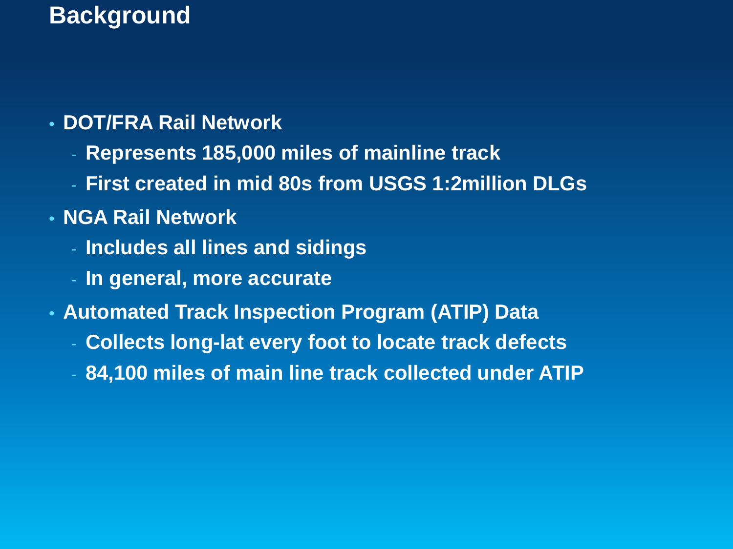# Background

- DOT/FRA Rail Network
  - Represents 185,000 miles of mainline track
  - First created in mid 80s from USGS 1:2million DLGs
- NGA Rail Network
  - Includes all lines and sidings
  - In general, more accurate
- Automated Track Inspection Program (ATIP) Data
  - Collects long-lat every foot to locate track defects
  - 84,100 miles of main line track collected under ATIP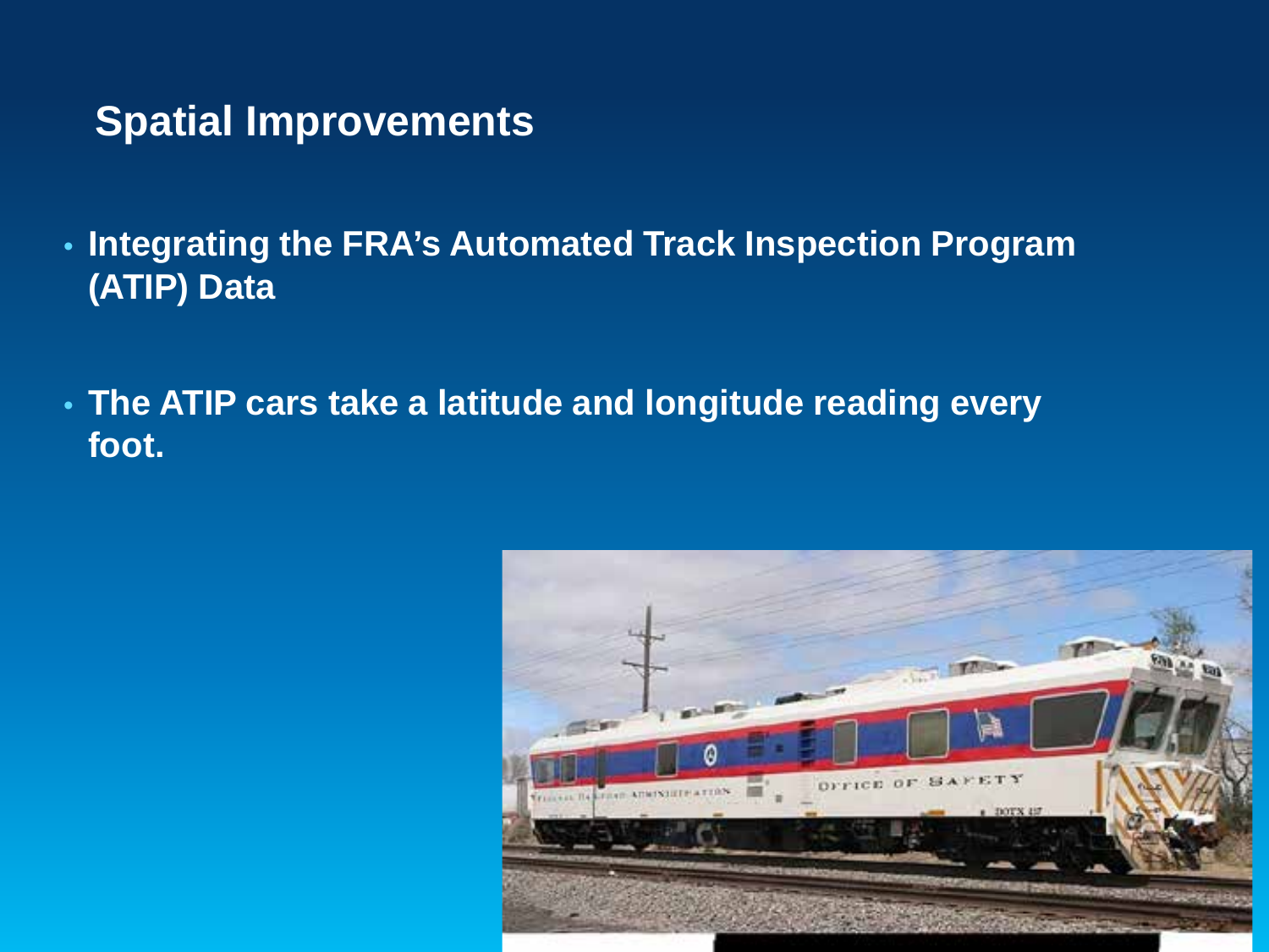## Spatial Improvements

- **Integrating the FRA's Automated Track Inspection Program (ATIP) Data**
- **The ATIP cars take a latitude and longitude reading every foot.**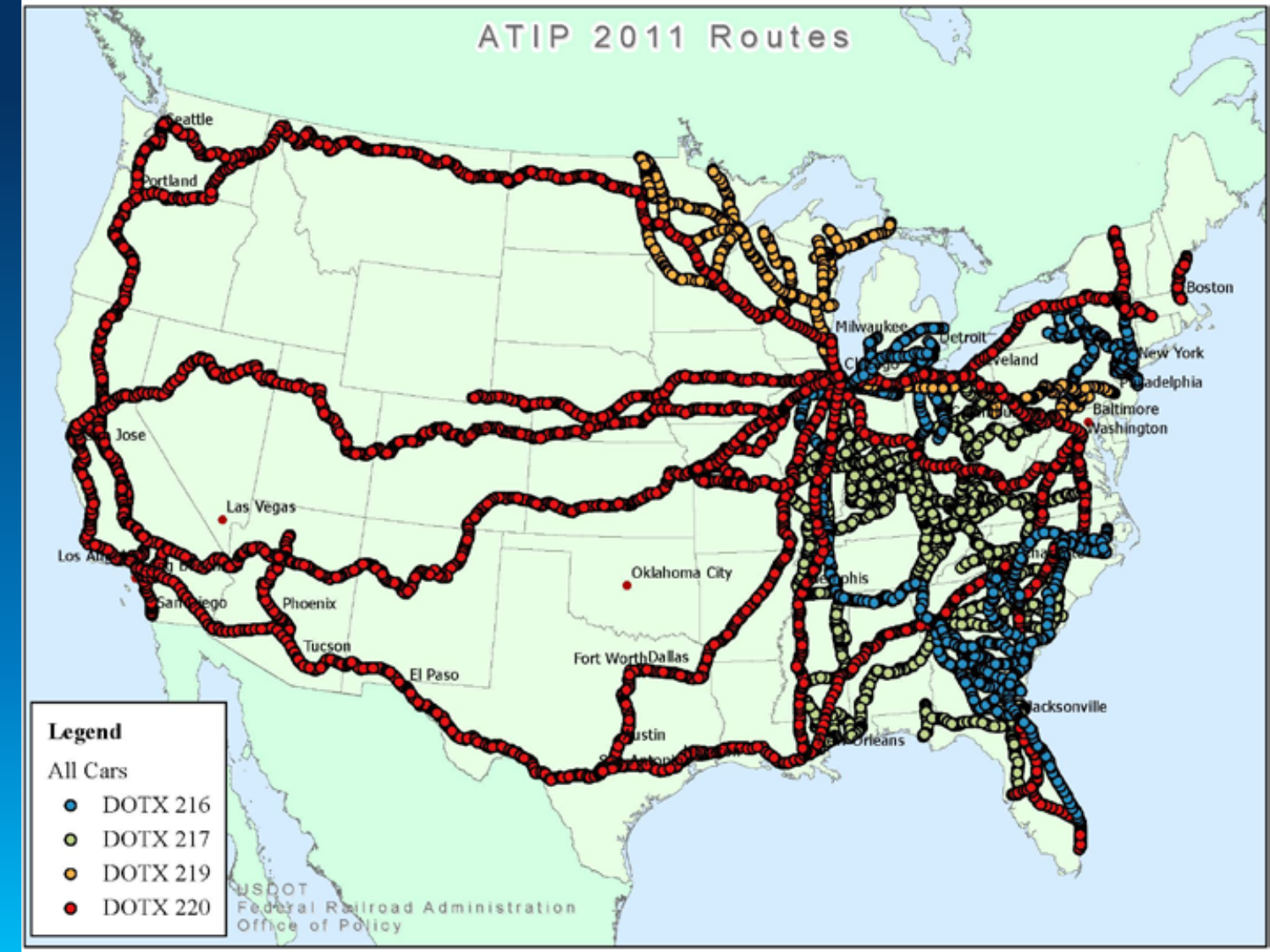# ATIP 2011 Routes

**Legend**

All Cars

- DOTX 216
- DOTX 217
- DOTX 219
- DOTX 220

USDOT
Federal Railroad Administration
Office of Policy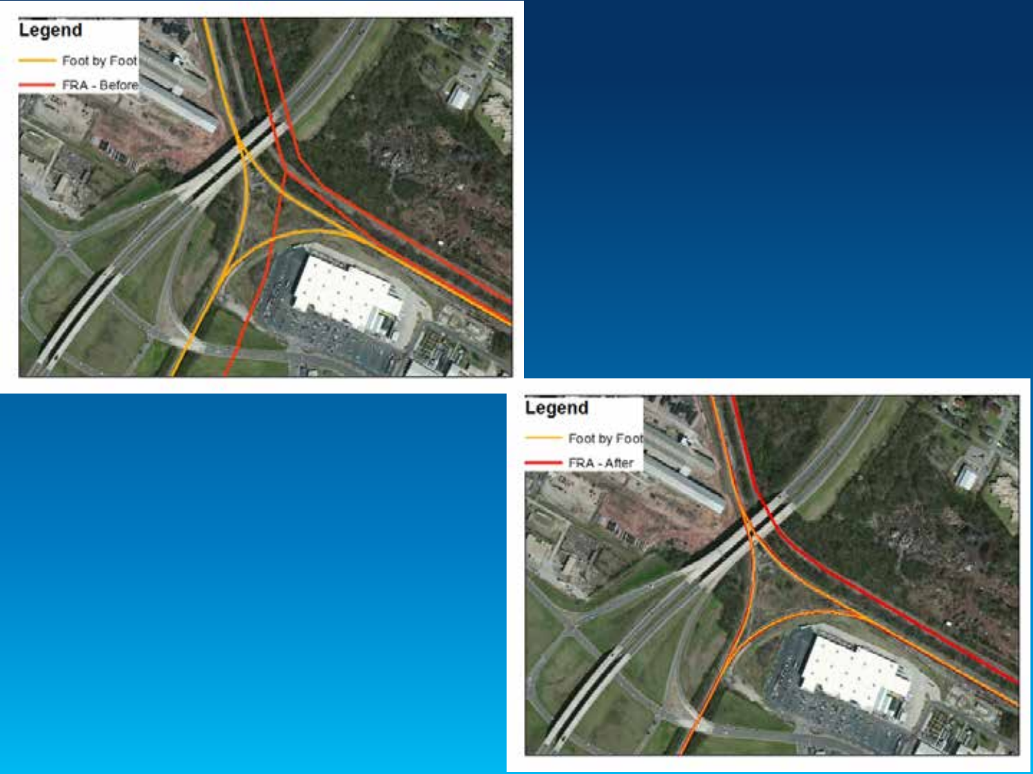Legend

Foot by Foot

FRA - Before

Legend

Foot by Foot

FRA - After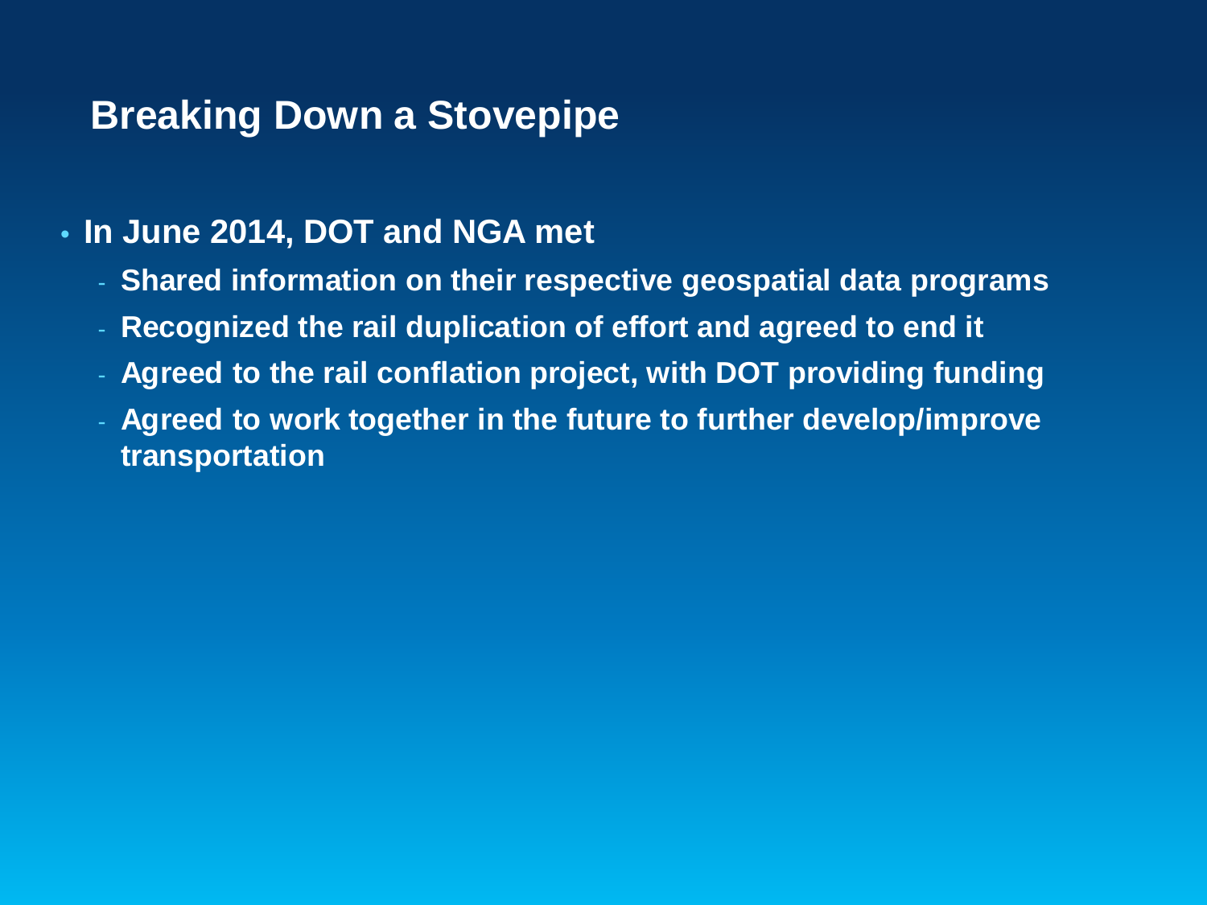## Breaking Down a Stovepipe

- **In June 2014, DOT and NGA met**
  - **Shared information on their respective geospatial data programs**
  - **Recognized the rail duplication of effort and agreed to end it**
  - **Agreed to the rail conflation project, with DOT providing funding**
  - **Agreed to work together in the future to further develop/improve transportation**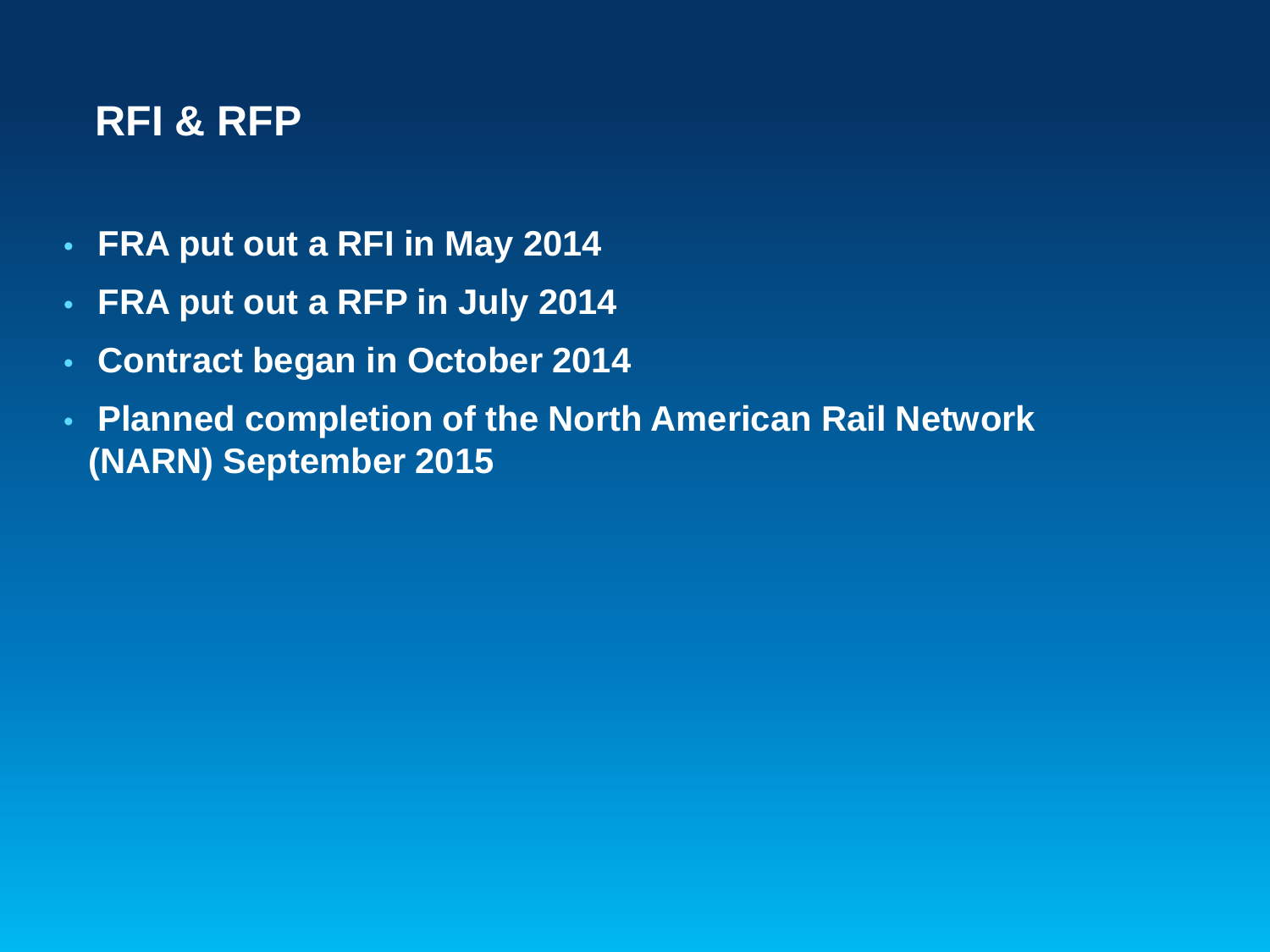## RFI & RFP

- **FRA put out a RFI in May 2014**
- **FRA put out a RFP in July 2014**
- **Contract began in October 2014**
- **Planned completion of the North American Rail Network (NARN) September 2015**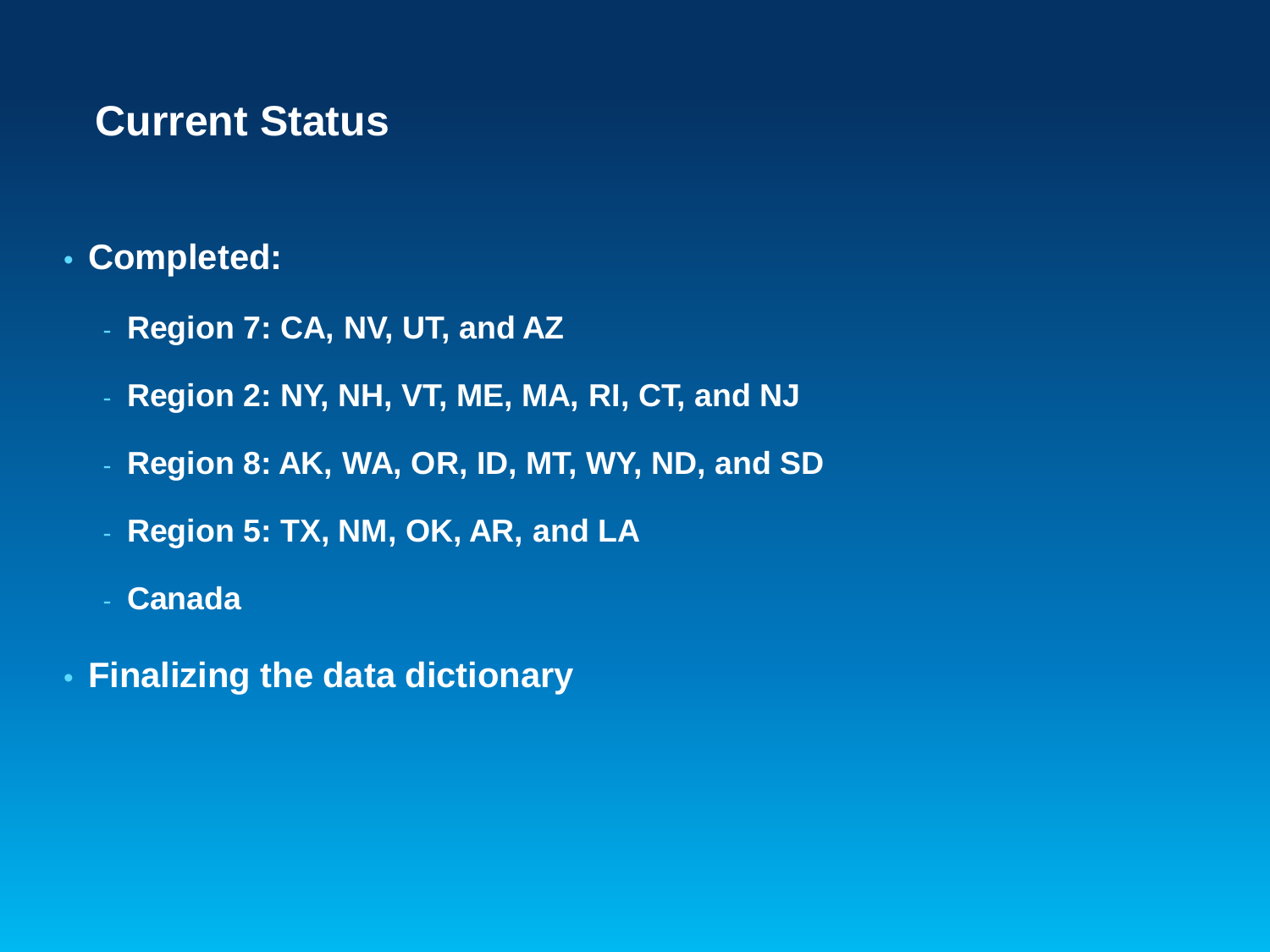# Current Status

- **Completed:**
  - **Region 7: CA, NV, UT, and AZ**
  - **Region 2: NY, NH, VT, ME, MA, RI, CT, and NJ**
  - **Region 8: AK, WA, OR, ID, MT, WY, ND, and SD**
  - **Region 5: TX, NM, OK, AR, and LA**
  - **Canada**
- **Finalizing the data dictionary**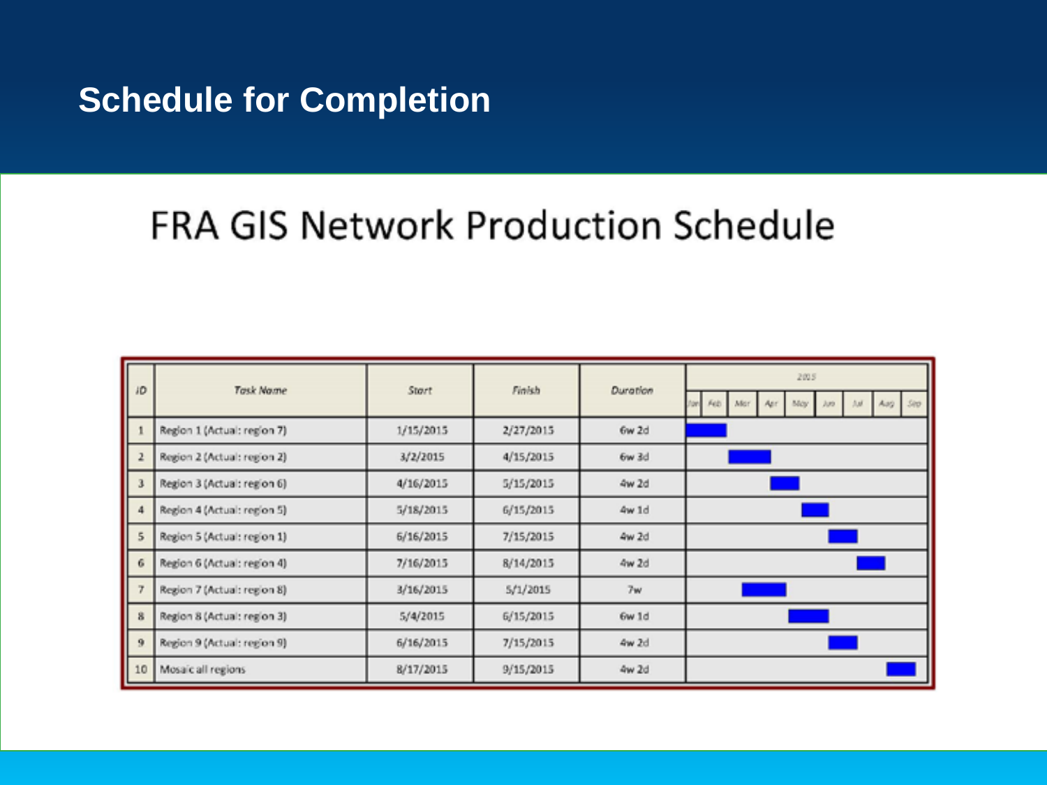# Schedule for Completion

## FRA GIS Network Production Schedule

| ID | Task Name | Start | Finish | Duration |
|---|---|---|---|---|
| 1 | Region 1 (Actual: region 7) | 1/15/2015 | 2/27/2015 | 6w 2d |
| 2 | Region 2 (Actual: region 2) | 3/2/2015 | 4/15/2015 | 6w 3d |
| 3 | Region 3 (Actual: region 6) | 4/16/2015 | 5/15/2015 | 4w 2d |
| 4 | Region 4 (Actual: region 5) | 5/18/2015 | 6/15/2015 | 4w 1d |
| 5 | Region 5 (Actual: region 1) | 6/16/2015 | 7/15/2015 | 4w 2d |
| 6 | Region 6 (Actual: region 4) | 7/16/2015 | 8/14/2015 | 4w 2d |
| 7 | Region 7 (Actual: region 8) | 3/16/2015 | 5/1/2015 | 7w |
| 8 | Region 8 (Actual: region 3) | 5/4/2015 | 6/15/2015 | 6w 1d |
| 9 | Region 9 (Actual: region 9) | 6/16/2015 | 7/15/2015 | 4w 2d |
| 10 | Mosaic all regions | 8/17/2015 | 9/15/2015 | 4w 2d |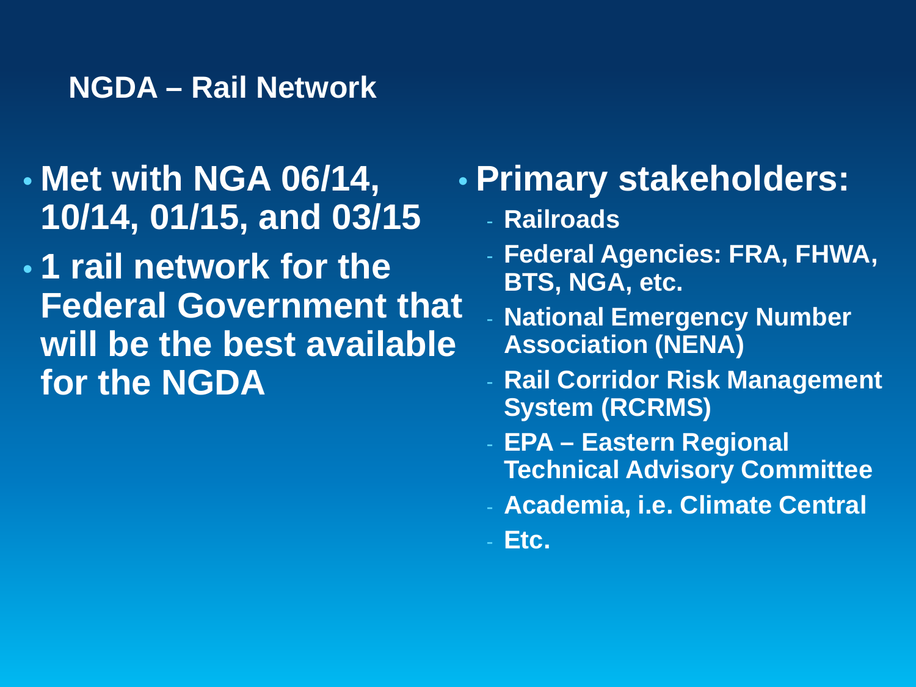## NGDA – Rail Network

- **Met with NGA 06/14, 10/14, 01/15, and 03/15**
- **1 rail network for the Federal Government that will be the best available for the NGDA**

- **Primary stakeholders:**
  - Railroads
  - Federal Agencies: FRA, FHWA, BTS, NGA, etc.
  - National Emergency Number Association (NENA)
  - Rail Corridor Risk Management System (RCRMS)
  - EPA – Eastern Regional Technical Advisory Committee
  - Academia, i.e. Climate Central
  - Etc.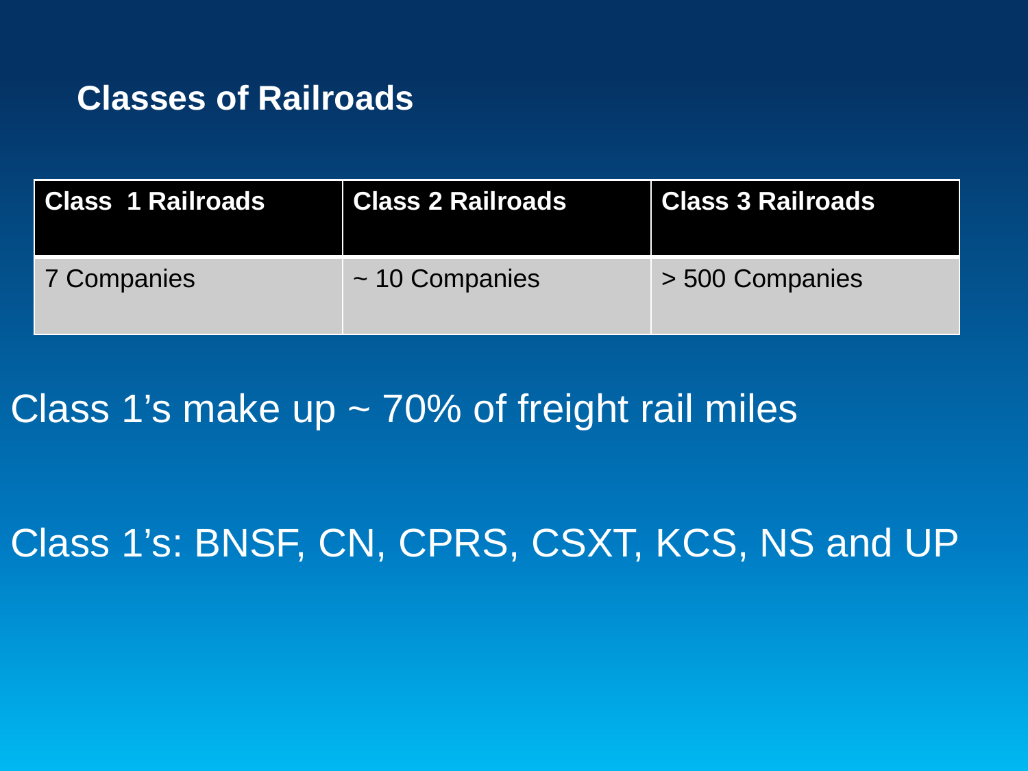## Classes of Railroads

| Class  1 Railroads | Class 2 Railroads | Class 3 Railroads |
|---|---|---|
| 7 Companies | ~ 10 Companies | > 500 Companies |

Class 1's make up ~ 70% of freight rail miles

Class 1's: BNSF, CN, CPRS, CSXT, KCS, NS and UP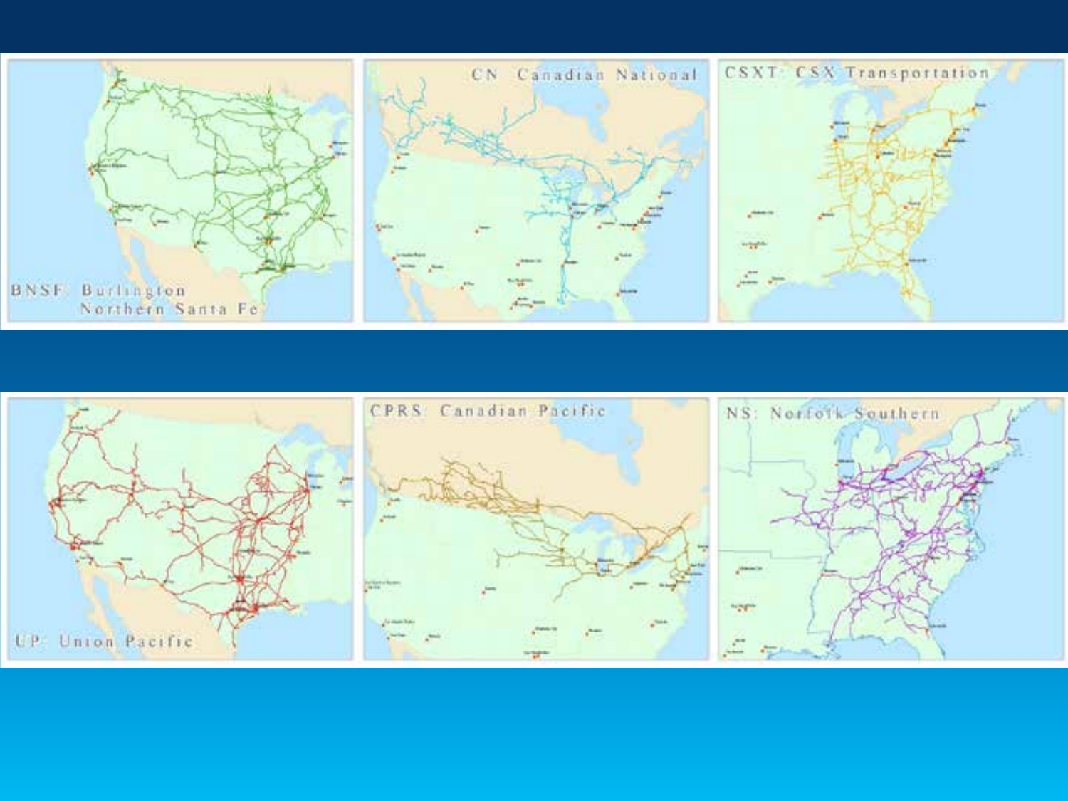BNSF: Burlington Northern Santa Fe

CN: Canadian National

CSXT: CSX Transportation

UP: Union Pacific

CPRS: Canadian Pacific

NS: Norfolk Southern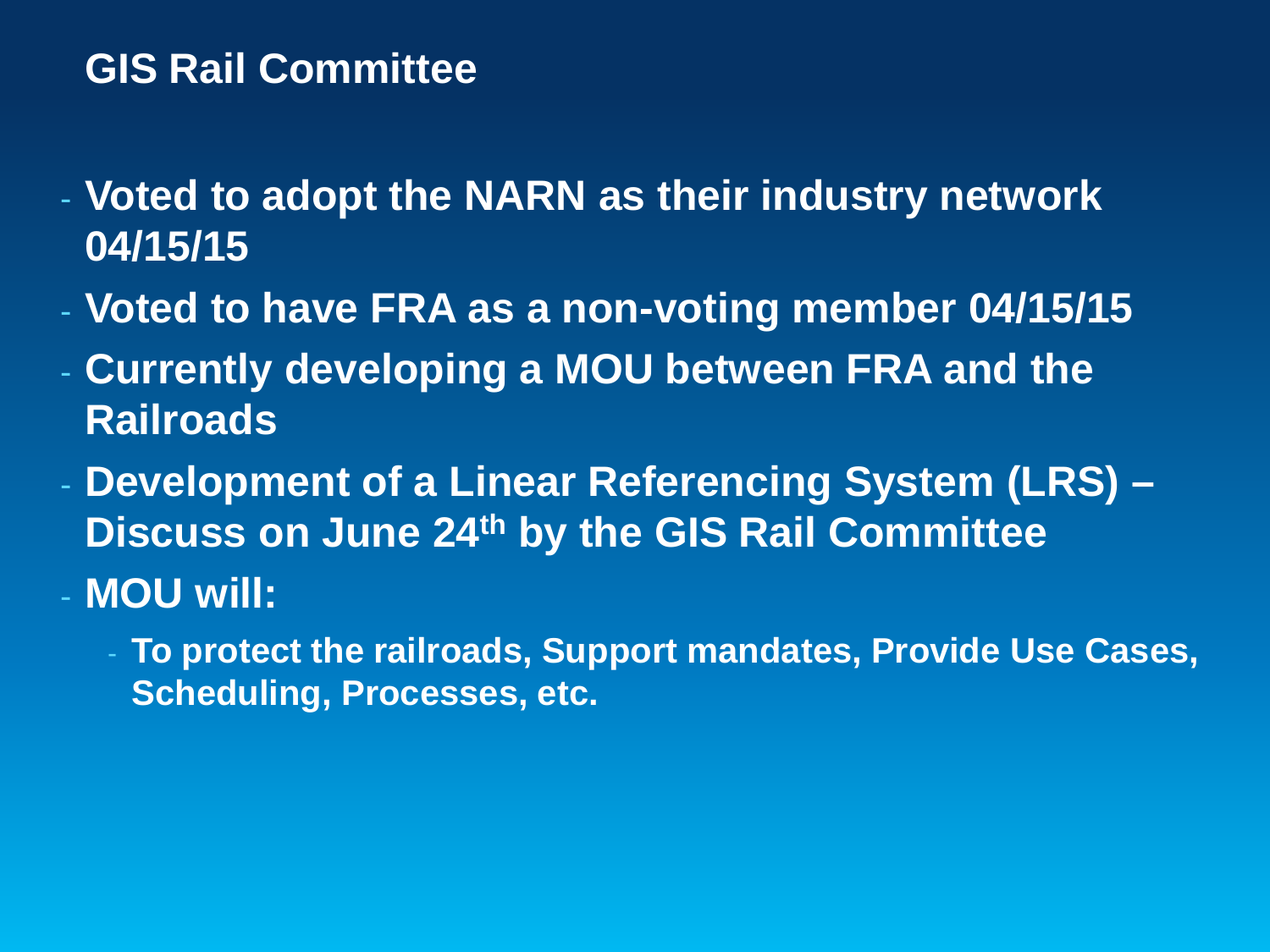# GIS Rail Committee

- Voted to adopt the NARN as their industry network 04/15/15
- Voted to have FRA as a non-voting member 04/15/15
- Currently developing a MOU between FRA and the Railroads
- Development of a Linear Referencing System (LRS) – Discuss on June 24th by the GIS Rail Committee
- MOU will:
  - To protect the railroads, Support mandates, Provide Use Cases, Scheduling, Processes, etc.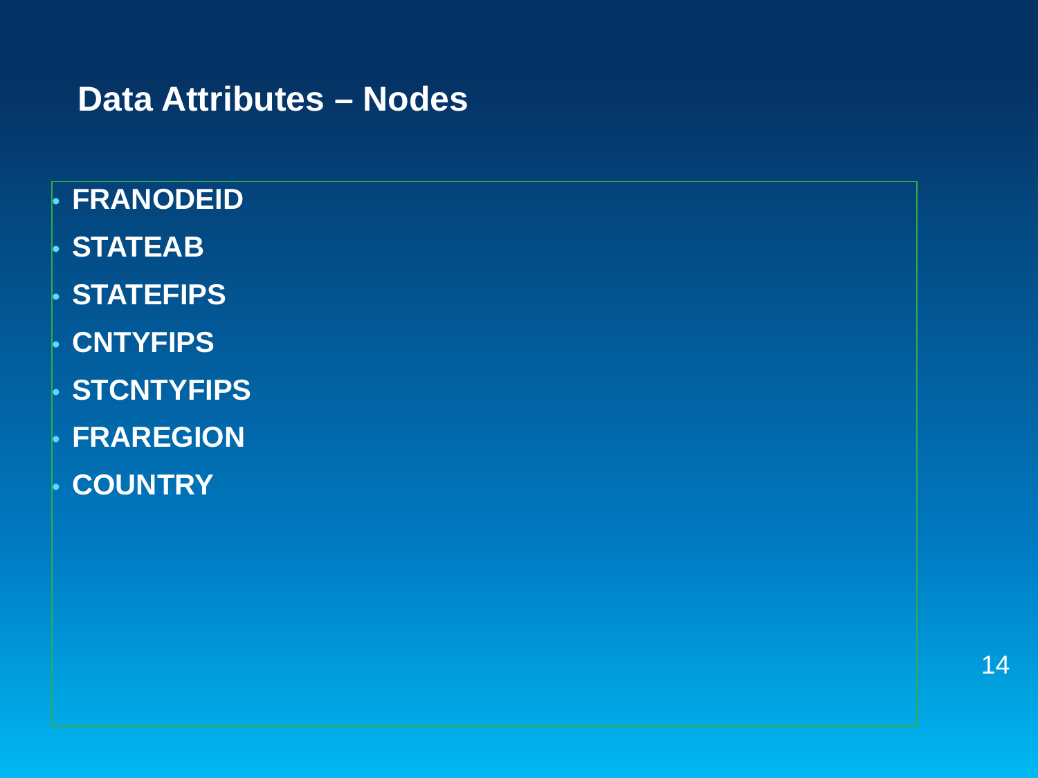## Data Attributes – Nodes

- **FRANODEID**
- **STATEAB**
- **STATEFIPS**
- **CNTYFIPS**
- **STCNTYFIPS**
- **FRAREGION**
- **COUNTRY**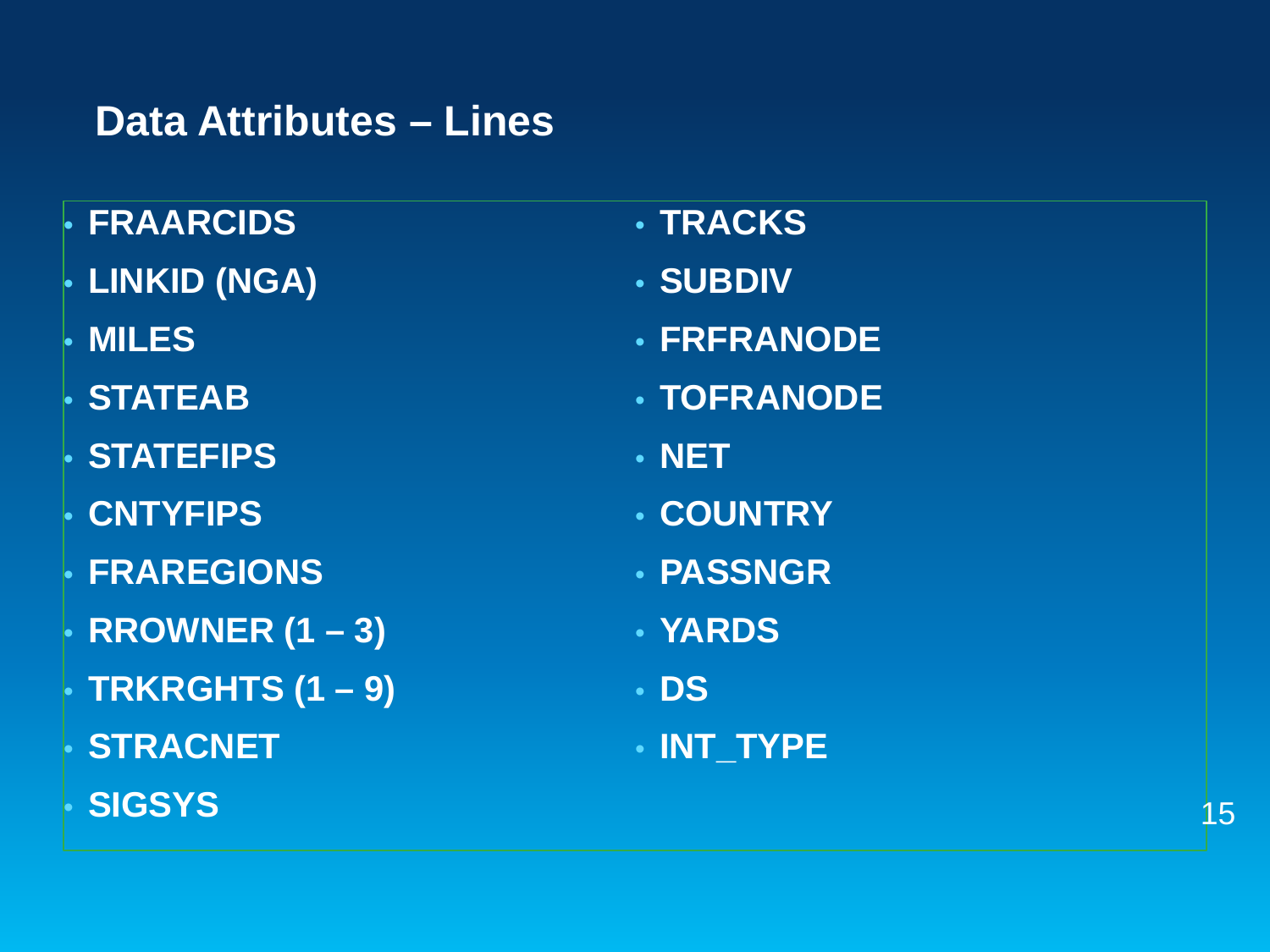## Data Attributes – Lines

- FRAARCIDS
- LINKID (NGA)
- MILES
- STATEAB
- STATEFIPS
- CNTYFIPS
- FRAREGIONS
- RROWNER (1 – 3)
- TRKRGHTS (1 – 9)
- STRACNET
- SIGSYS
- TRACKS
- SUBDIV
- FRFRANODE
- TOFRANODE
- NET
- COUNTRY
- PASSNGR
- YARDS
- DS
- INT_TYPE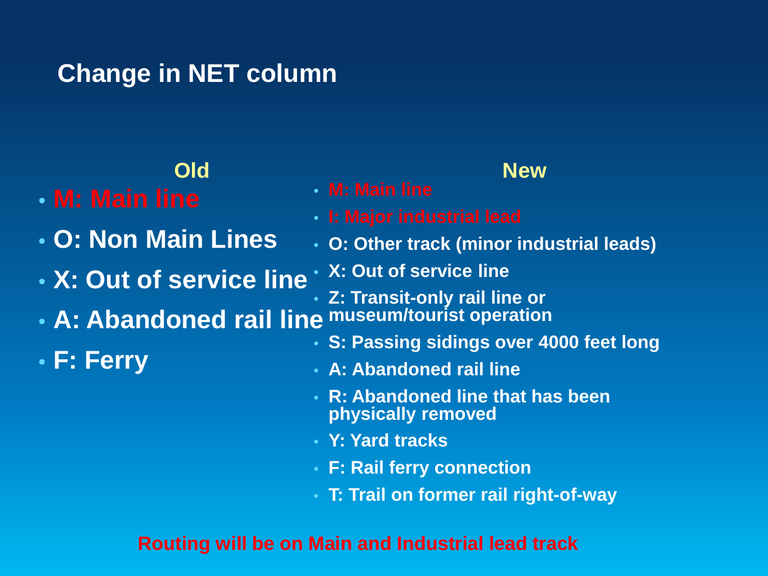# Change in NET column

### Old

- **M: Main line**
- **O: Non Main Lines**
- **X: Out of service line**
- **A: Abandoned rail line**
- **F: Ferry**

### New

- **M: Main line**
- **I: Major industrial lead**
- **O: Other track (minor industrial leads)**
- **X: Out of service line**
- **Z: Transit-only rail line or museum/tourist operation**
- **S: Passing sidings over 4000 feet long**
- **A: Abandoned rail line**
- **R: Abandoned line that has been physically removed**
- **Y: Yard tracks**
- **F: Rail ferry connection**
- **T: Trail on former rail right-of-way**

**Routing will be on Main and Industrial lead track**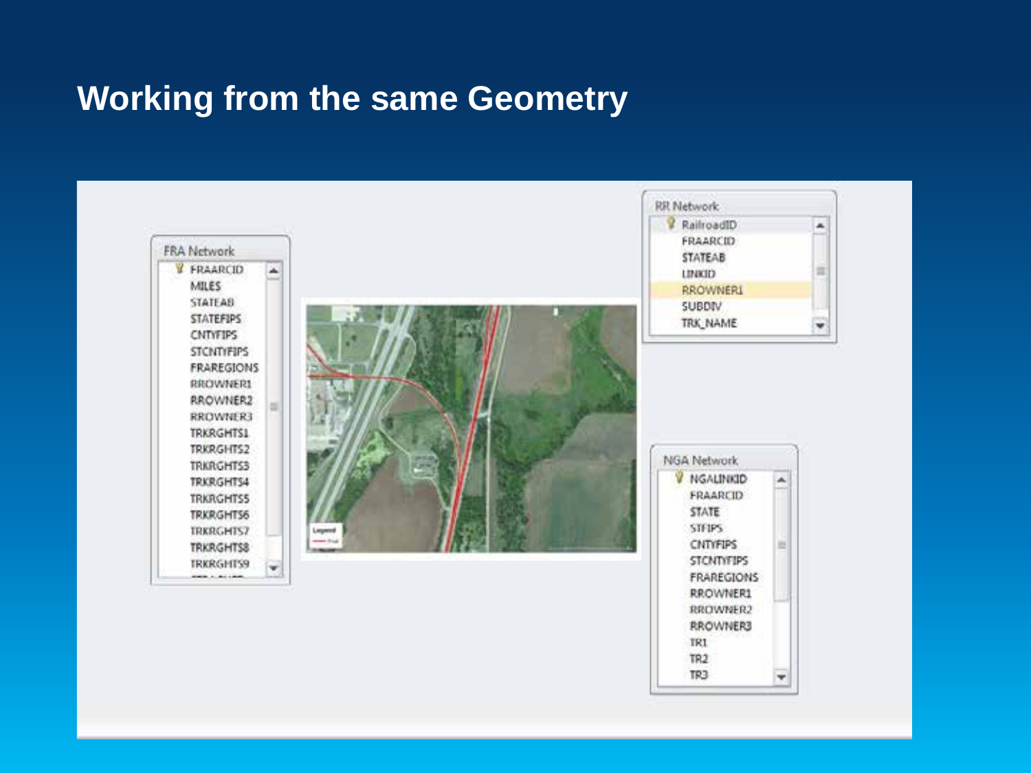# Working from the same Geometry

**FRA Network**
- FRAARCID
- MILES
- STATEAB
- STATEFIPS
- CNTYFIPS
- STCNTYFIPS
- FRAREGIONS
- RROWNER1
- RROWNER2
- RROWNER3
- TRKRGHTS1
- TRKRGHTS2
- TRKRGHTS3
- TRKRGHTS4
- TRKRGHTS5
- TRKRGHTS6
- TRKRGHTS7
- TRKRGHTS8
- TRKRGHTS9

**RR Network**
- RailroadID
- FRAARCID
- STATEAB
- LINKID
- RROWNER1
- SUBDIV
- TRK_NAME

**NGA Network**
- NGALINKID
- FRAARCID
- STATE
- STFIPS
- CNTYFIPS
- STCNTYFIPS
- FRAREGIONS
- RROWNER1
- RROWNER2
- RROWNER3
- TR1
- TR2
- TR3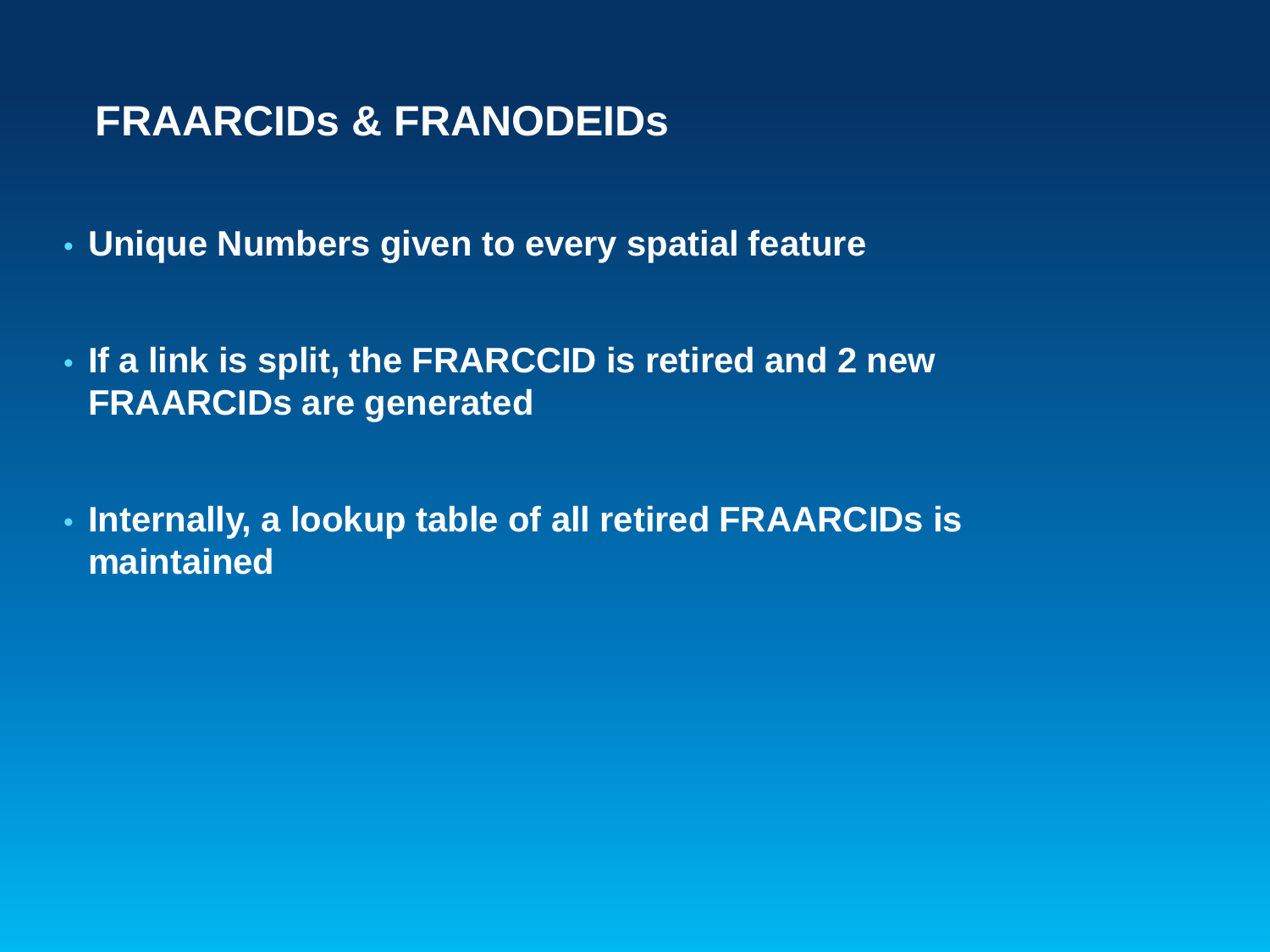## FRAARCIDs & FRANODEIDs

- Unique Numbers given to every spatial feature
- If a link is split, the FRARCCID is retired and 2 new FRAARCIDs are generated
- Internally, a lookup table of all retired FRAARCIDs is maintained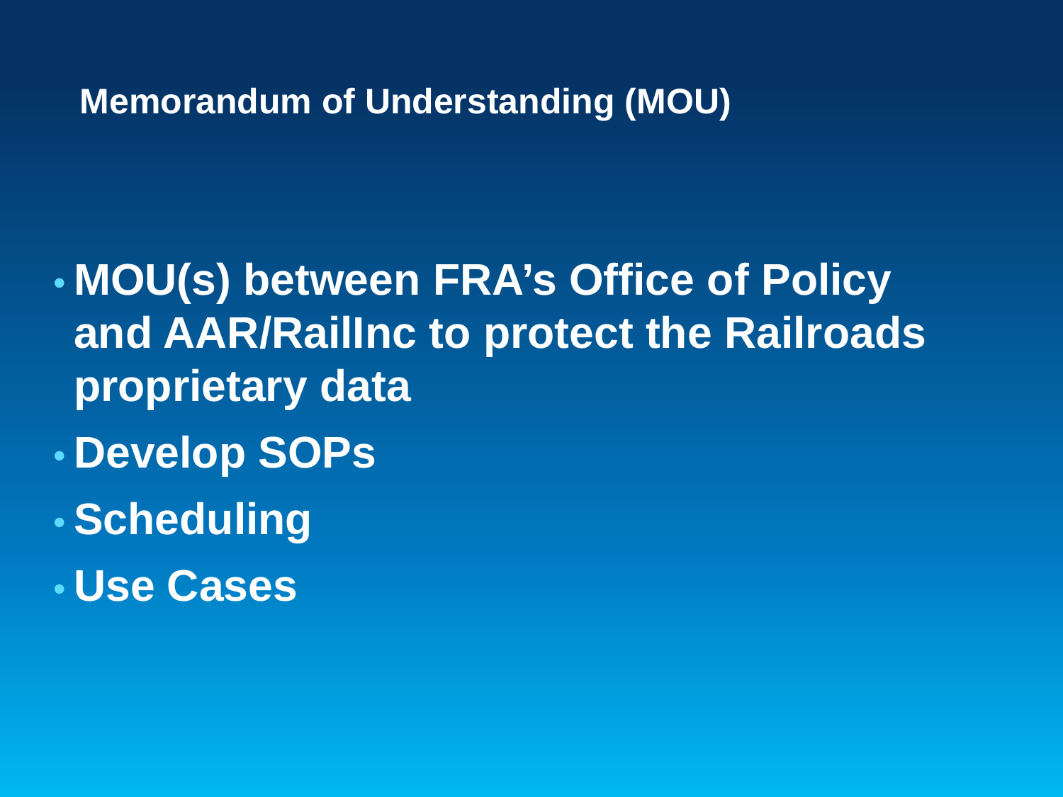## Memorandum of Understanding (MOU)

- **MOU(s) between FRA’s Office of Policy and AAR/RailInc to protect the Railroads proprietary data**
- **Develop SOPs**
- **Scheduling**
- **Use Cases**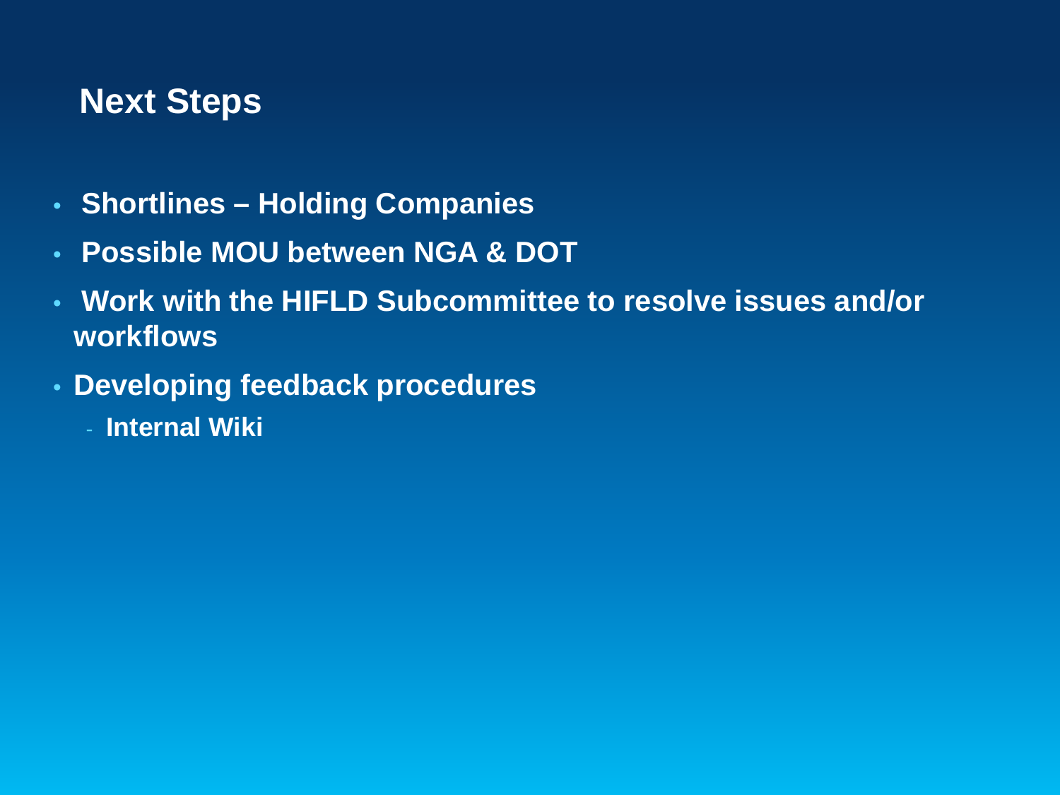## Next Steps

- **Shortlines – Holding Companies**
- **Possible MOU between NGA & DOT**
- **Work with the HIFLD Subcommittee to resolve issues and/or workflows**
- **Developing feedback procedures**
  - **Internal Wiki**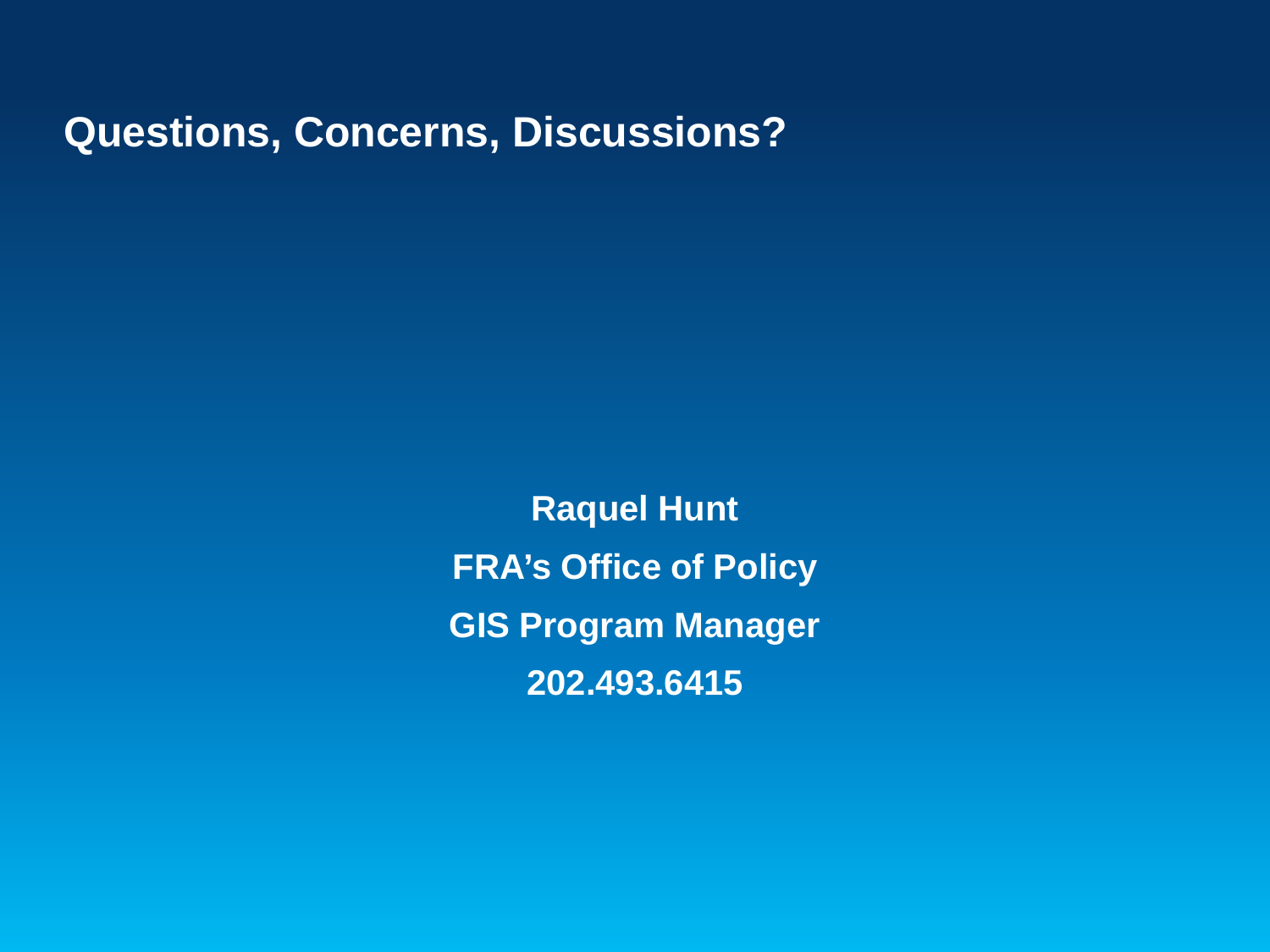# Questions, Concerns, Discussions?

**Raquel Hunt**

**FRA's Office of Policy**

**GIS Program Manager**

**202.493.6415**